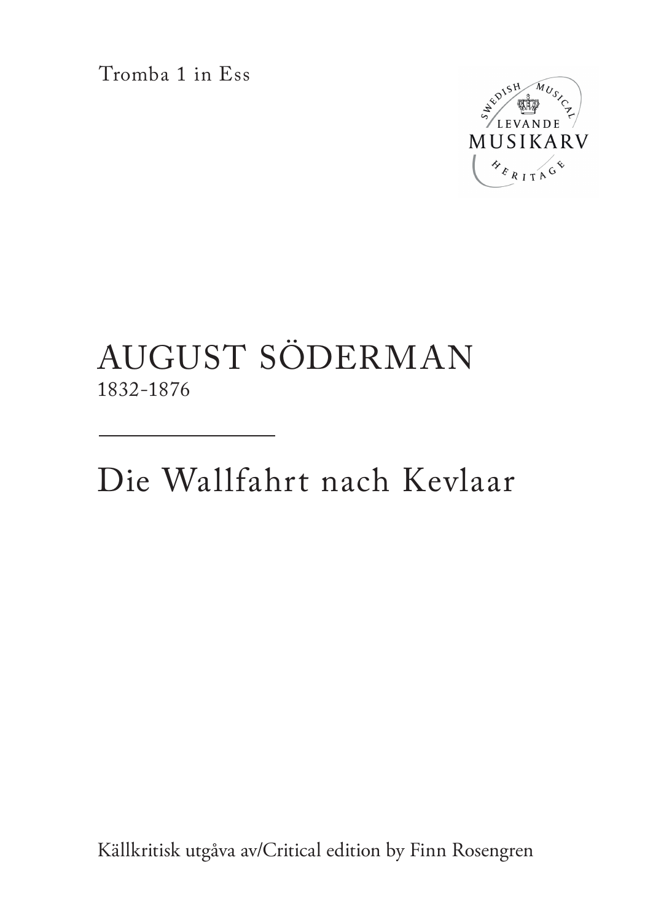Tromba 1 in Ess

# AUGUST SÖDERMAN

1832-1876

## Die Wallfahrt nach Kevlaar

Källkritisk utgåva av/Critical edition by Finn Rosengren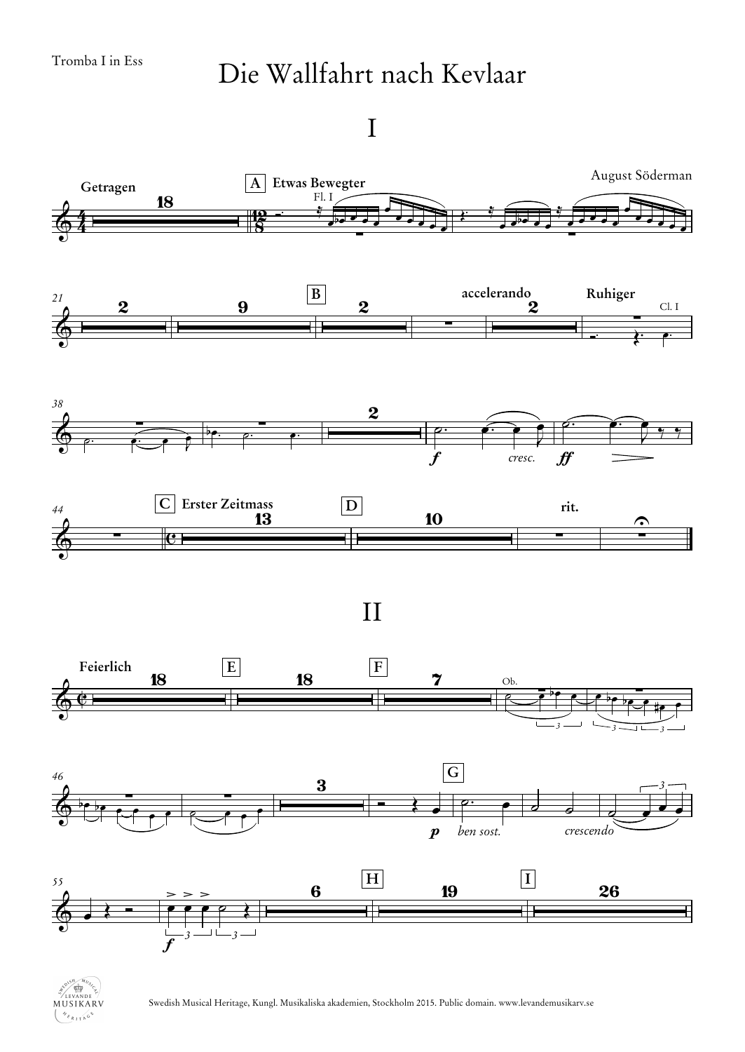Tromba I in Ess

# Die Wallfahrt nach Kevlaar

August Söderman

## I

## II

Swedish Musical Heritage, Kungl. Musikaliska akademien, Stockholm 2015. Public domain. www.levandemusikarv.se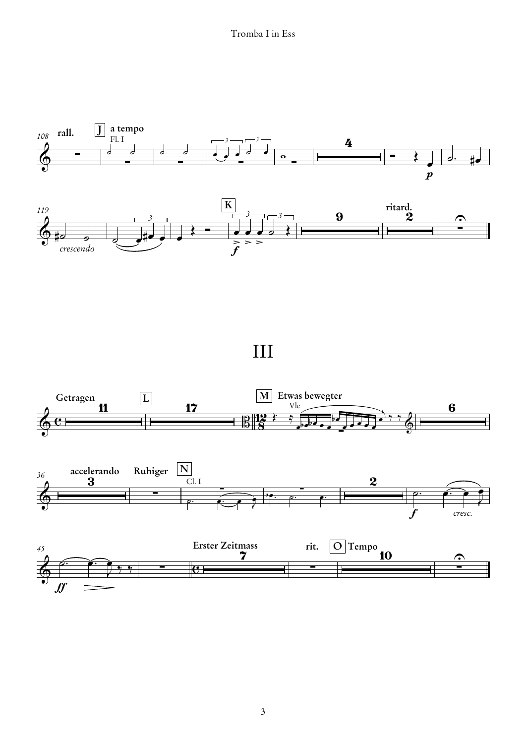108 rall. J a tempo

Fl. I

*p*

119 *crescendo* K *f* ritard.

# III

Getragen L M Etwas bewegter

Vle

36 accelerando Ruhiger N

Cl. I

*f* *cresc.*

45 *ff* Erster Zeitmass rit. O Tempo